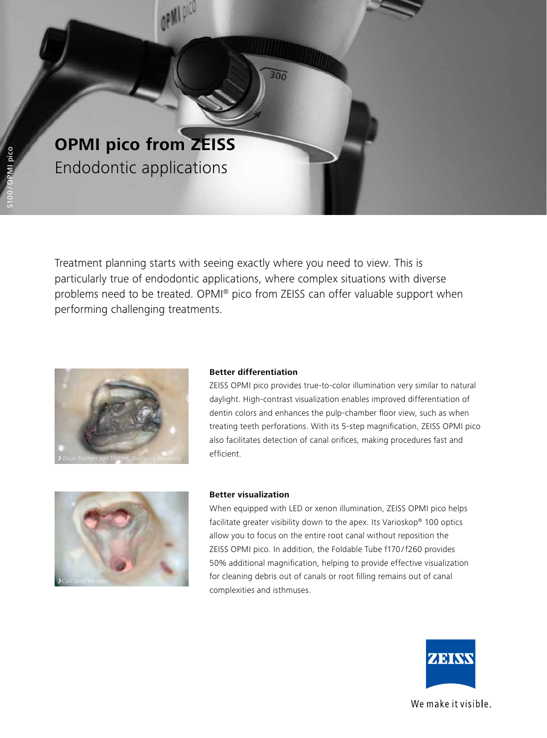# OPMI pico from ZEISS

## Endodontic applications

Treatment planning starts with seeing exactly where you need to view. This is particularly true of endodontic applications, where complex situations with diverse problems need to be treated. OPMI® pico from ZEISS can offer valuable support when performing challenging treatments.

Oscar Freiherr von Stetten, Stuttgart, Germany

### Better differentiation

ZEISS OPMI pico provides true-to-color illumination very similar to natural daylight. High-contrast visualization enables improved differentiation of dentin colors and enhances the pulp-chamber floor view, such as when treating teeth perforations. With its 5-step magnification, ZEISS OPMI pico also facilitates detection of canal orifices, making procedures fast and efficient.

Carl Zeiss Meditec

### Better visualization

When equipped with LED or xenon illumination, ZEISS OPMI pico helps facilitate greater visibility down to the apex. Its Varioskop® 100 optics allow you to focus on the entire root canal without reposition the ZEISS OPMI pico. In addition, the Foldable Tube f170/f260 provides 50% additional magnification, helping to provide effective visualization for cleaning debris out of canals or root filling remains out of canal complexities and isthmuses.

We make it visible.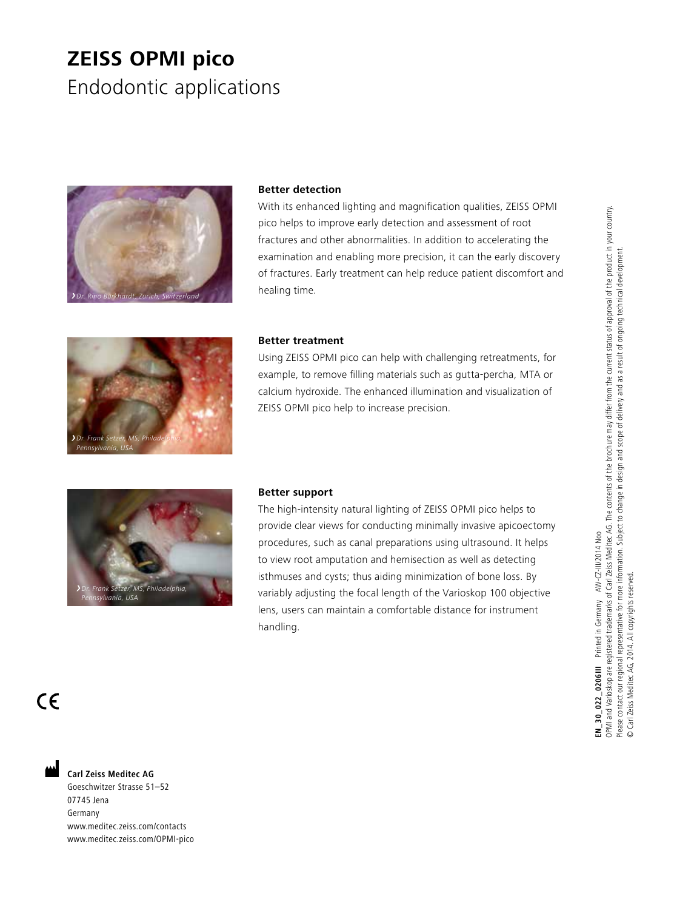# ZEISS OPMI pico

## Endodontic applications

*Dr. Rino Burkhardt, Zurich, Switzerland*

### Better detection

With its enhanced lighting and magnification qualities, ZEISS OPMI pico helps to improve early detection and assessment of root fractures and other abnormalities. In addition to accelerating the examination and enabling more precision, it can the early discovery of fractures. Early treatment can help reduce patient discomfort and healing time.

*Dr. Frank Setzer, MS, Philadelphia, Pennsylvania, USA*

### Better treatment

Using ZEISS OPMI pico can help with challenging retreatments, for example, to remove filling materials such as gutta-percha, MTA or calcium hydroxide. The enhanced illumination and visualization of ZEISS OPMI pico help to increase precision.

*Dr. Frank Setzer, MS, Philadelphia, Pennsylvania, USA*

### Better support

The high-intensity natural lighting of ZEISS OPMI pico helps to provide clear views for conducting minimally invasive apicoectomy procedures, such as canal preparations using ultrasound. It helps to view root amputation and hemisection as well as detecting isthmuses and cysts; thus aiding minimization of bone loss. By variably adjusting the focal length of the Varioskop 100 objective lens, users can maintain a comfortable distance for instrument handling.

CE

**Carl Zeiss Meditec AG**
Goeschwitzer Strasse 51–52
07745 Jena
Germany
www.meditec.zeiss.com/contacts
www.meditec.zeiss.com/OPMI-pico

**EN_30_022_0206III** Printed in Germany AW-CZ-III/2014 Noo
OPMI and Varioskop are registered trademarks of Carl Zeiss Meditec AG. The contents of the brochure may differ from the current status of approval of the product in your country.
Please contact our regional representative for more information. Subject to change in design and scope of delivery and as a result of ongoing technical development.
© Carl Zeiss Meditec AG, 2014. All copyrights reserved.